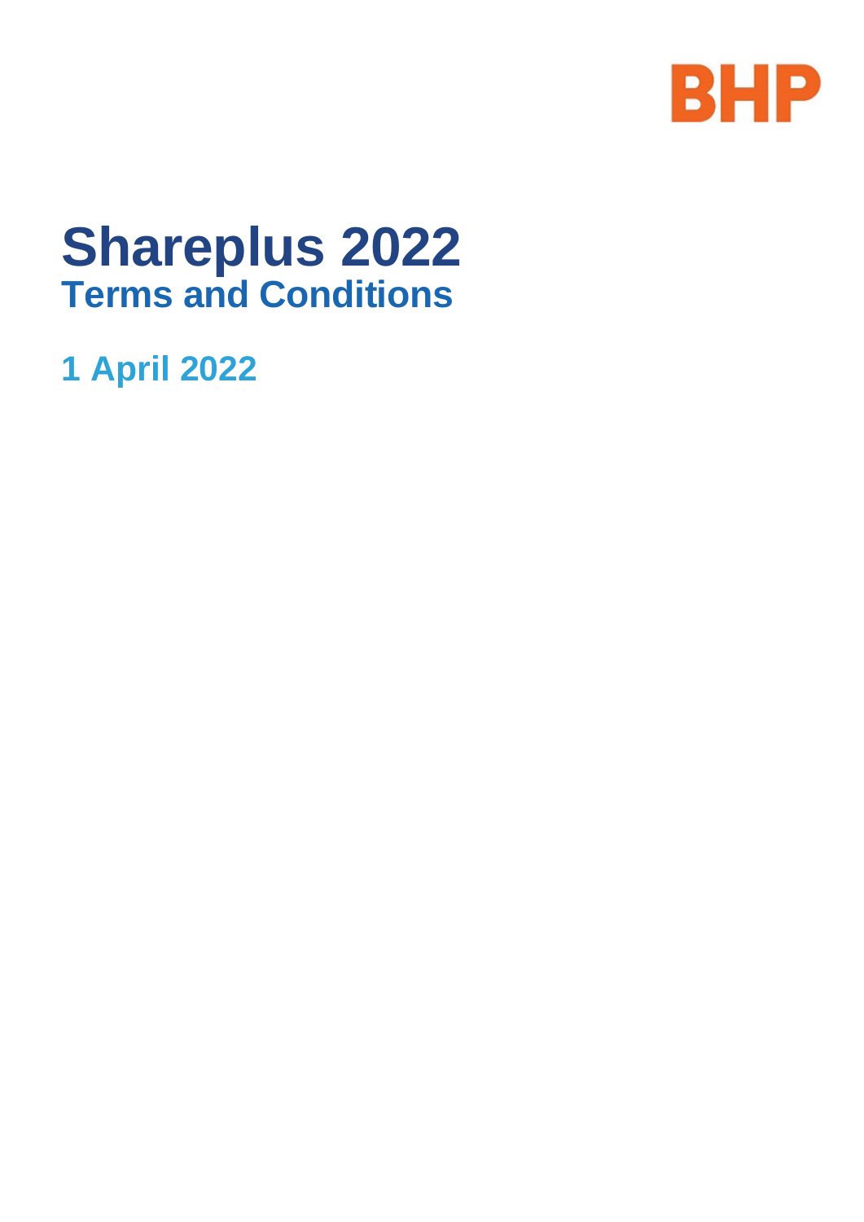BHP

# Shareplus 2022

## Terms and Conditions

### 1 April 2022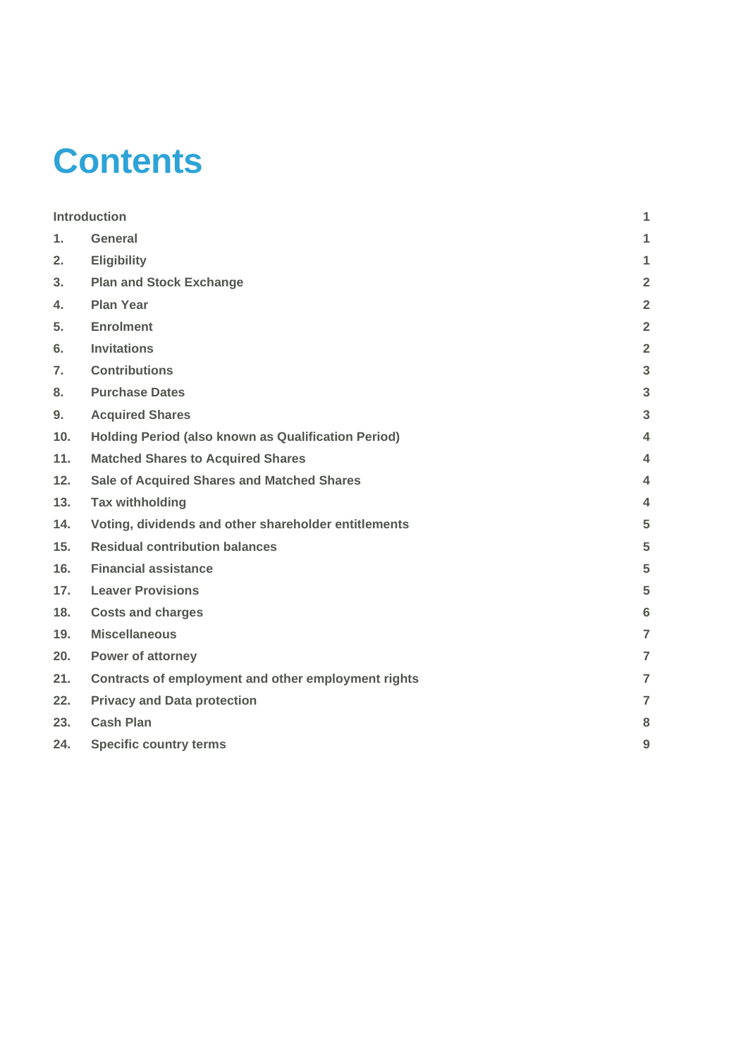# Contents

| | | |
|---|---|---|
| Introduction | | 1 |
| 1. | General | 1 |
| 2. | Eligibility | 1 |
| 3. | Plan and Stock Exchange | 2 |
| 4. | Plan Year | 2 |
| 5. | Enrolment | 2 |
| 6. | Invitations | 2 |
| 7. | Contributions | 3 |
| 8. | Purchase Dates | 3 |
| 9. | Acquired Shares | 3 |
| 10. | Holding Period (also known as Qualification Period) | 4 |
| 11. | Matched Shares to Acquired Shares | 4 |
| 12. | Sale of Acquired Shares and Matched Shares | 4 |
| 13. | Tax withholding | 4 |
| 14. | Voting, dividends and other shareholder entitlements | 5 |
| 15. | Residual contribution balances | 5 |
| 16. | Financial assistance | 5 |
| 17. | Leaver Provisions | 5 |
| 18. | Costs and charges | 6 |
| 19. | Miscellaneous | 7 |
| 20. | Power of attorney | 7 |
| 21. | Contracts of employment and other employment rights | 7 |
| 22. | Privacy and Data protection | 7 |
| 23. | Cash Plan | 8 |
| 24. | Specific country terms | 9 |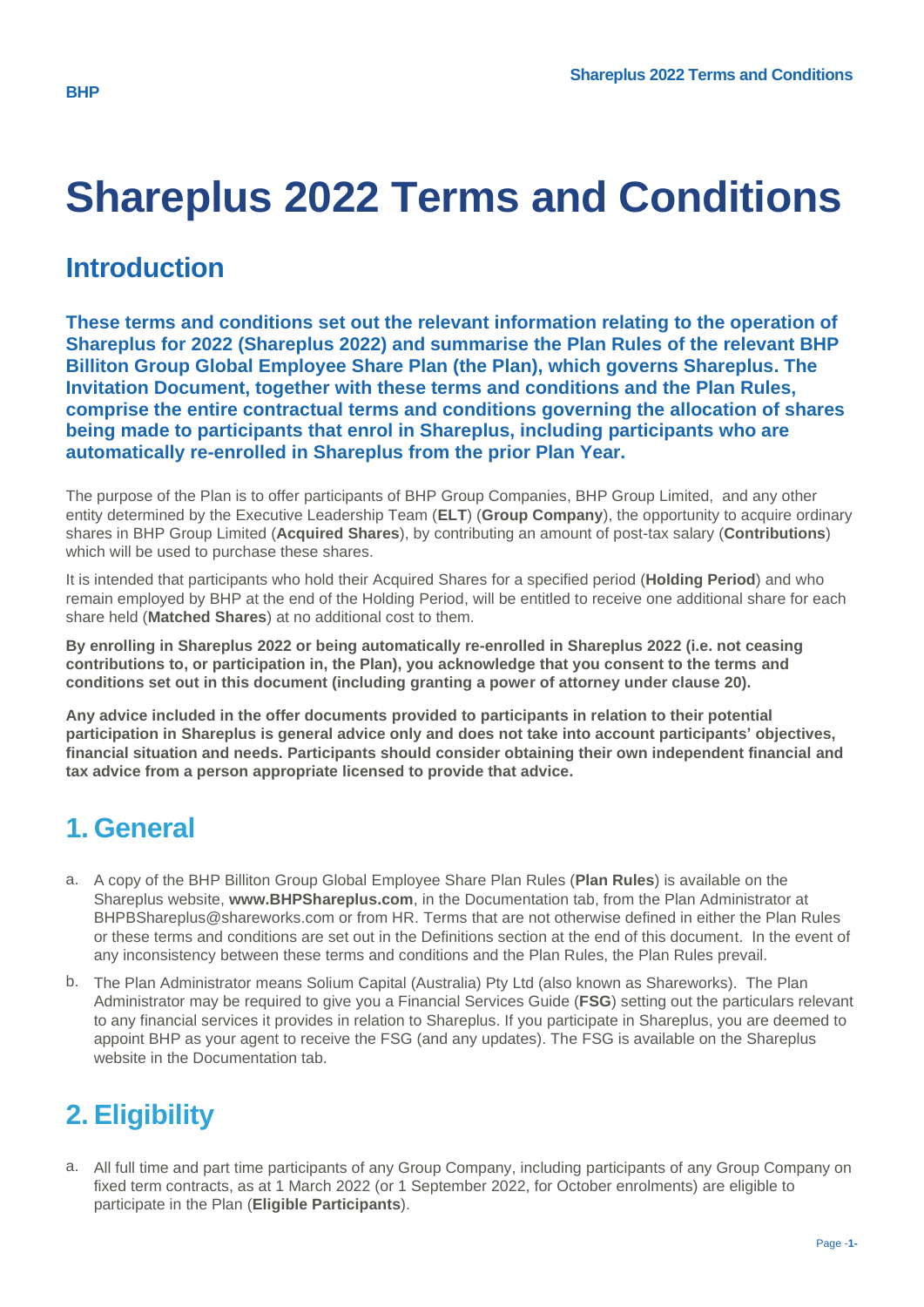# Shareplus 2022 Terms and Conditions

## Introduction

**These terms and conditions set out the relevant information relating to the operation of Shareplus for 2022 (Shareplus 2022) and summarise the Plan Rules of the relevant BHP Billiton Group Global Employee Share Plan (the Plan), which governs Shareplus. The Invitation Document, together with these terms and conditions and the Plan Rules, comprise the entire contractual terms and conditions governing the allocation of shares being made to participants that enrol in Shareplus, including participants who are automatically re-enrolled in Shareplus from the prior Plan Year.**

The purpose of the Plan is to offer participants of BHP Group Companies, BHP Group Limited, and any other entity determined by the Executive Leadership Team (**ELT**) (**Group Company**), the opportunity to acquire ordinary shares in BHP Group Limited (**Acquired Shares**), by contributing an amount of post-tax salary (**Contributions**) which will be used to purchase these shares.

It is intended that participants who hold their Acquired Shares for a specified period (**Holding Period**) and who remain employed by BHP at the end of the Holding Period, will be entitled to receive one additional share for each share held (**Matched Shares**) at no additional cost to them.

**By enrolling in Shareplus 2022 or being automatically re-enrolled in Shareplus 2022 (i.e. not ceasing contributions to, or participation in, the Plan), you acknowledge that you consent to the terms and conditions set out in this document (including granting a power of attorney under clause 20).**

**Any advice included in the offer documents provided to participants in relation to their potential participation in Shareplus is general advice only and does not take into account participants' objectives, financial situation and needs. Participants should consider obtaining their own independent financial and tax advice from a person appropriate licensed to provide that advice.**

## 1. General

a. A copy of the BHP Billiton Group Global Employee Share Plan Rules (**Plan Rules**) is available on the Shareplus website, **www.BHPShareplus.com**, in the Documentation tab, from the Plan Administrator at BHPBShareplus@shareworks.com or from HR. Terms that are not otherwise defined in either the Plan Rules or these terms and conditions are set out in the Definitions section at the end of this document. In the event of any inconsistency between these terms and conditions and the Plan Rules, the Plan Rules prevail.

b. The Plan Administrator means Solium Capital (Australia) Pty Ltd (also known as Shareworks). The Plan Administrator may be required to give you a Financial Services Guide (**FSG**) setting out the particulars relevant to any financial services it provides in relation to Shareplus. If you participate in Shareplus, you are deemed to appoint BHP as your agent to receive the FSG (and any updates). The FSG is available on the Shareplus website in the Documentation tab.

## 2. Eligibility

a. All full time and part time participants of any Group Company, including participants of any Group Company on fixed term contracts, as at 1 March 2022 (or 1 September 2022, for October enrolments) are eligible to participate in the Plan (**Eligible Participants**).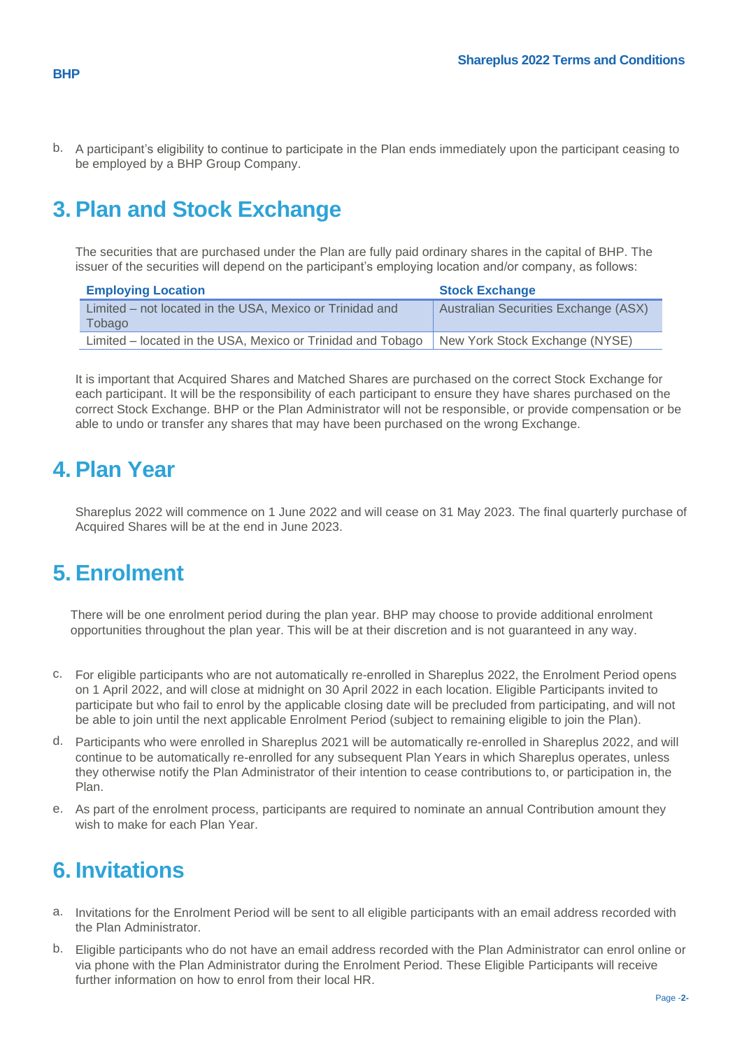b. A participant's eligibility to continue to participate in the Plan ends immediately upon the participant ceasing to be employed by a BHP Group Company.

# 3. Plan and Stock Exchange

The securities that are purchased under the Plan are fully paid ordinary shares in the capital of BHP. The issuer of the securities will depend on the participant's employing location and/or company, as follows:

| Employing Location | Stock Exchange |
|---|---|
| Limited – not located in the USA, Mexico or Trinidad and Tobago | Australian Securities Exchange (ASX) |
| Limited – located in the USA, Mexico or Trinidad and Tobago | New York Stock Exchange (NYSE) |

It is important that Acquired Shares and Matched Shares are purchased on the correct Stock Exchange for each participant. It will be the responsibility of each participant to ensure they have shares purchased on the correct Stock Exchange. BHP or the Plan Administrator will not be responsible, or provide compensation or be able to undo or transfer any shares that may have been purchased on the wrong Exchange.

# 4. Plan Year

Shareplus 2022 will commence on 1 June 2022 and will cease on 31 May 2023. The final quarterly purchase of Acquired Shares will be at the end in June 2023.

# 5. Enrolment

There will be one enrolment period during the plan year. BHP may choose to provide additional enrolment opportunities throughout the plan year. This will be at their discretion and is not guaranteed in any way.

c. For eligible participants who are not automatically re-enrolled in Shareplus 2022, the Enrolment Period opens on 1 April 2022, and will close at midnight on 30 April 2022 in each location. Eligible Participants invited to participate but who fail to enrol by the applicable closing date will be precluded from participating, and will not be able to join until the next applicable Enrolment Period (subject to remaining eligible to join the Plan).

d. Participants who were enrolled in Shareplus 2021 will be automatically re-enrolled in Shareplus 2022, and will continue to be automatically re-enrolled for any subsequent Plan Years in which Shareplus operates, unless they otherwise notify the Plan Administrator of their intention to cease contributions to, or participation in, the Plan.

e. As part of the enrolment process, participants are required to nominate an annual Contribution amount they wish to make for each Plan Year.

# 6. Invitations

a. Invitations for the Enrolment Period will be sent to all eligible participants with an email address recorded with the Plan Administrator.

b. Eligible participants who do not have an email address recorded with the Plan Administrator can enrol online or via phone with the Plan Administrator during the Enrolment Period. These Eligible Participants will receive further information on how to enrol from their local HR.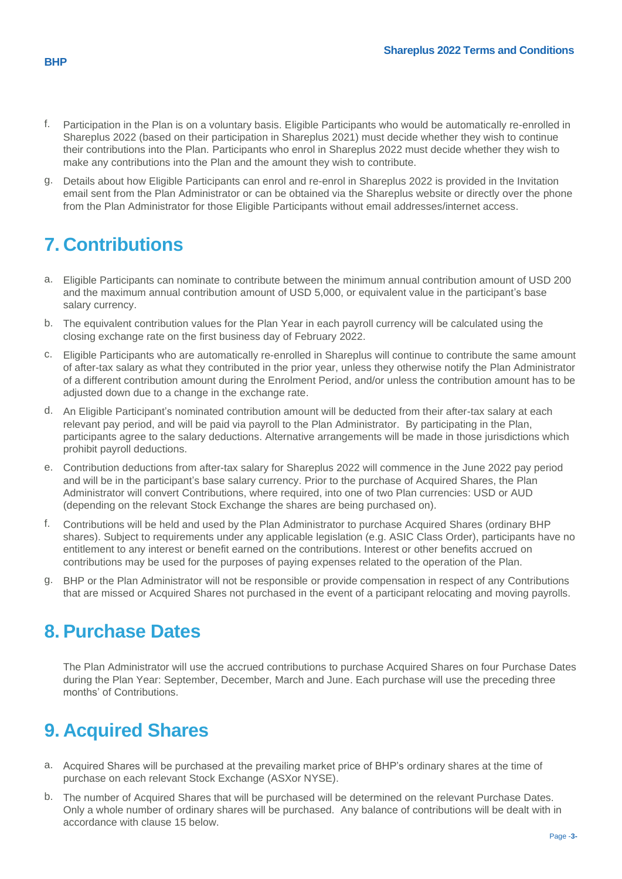f. Participation in the Plan is on a voluntary basis. Eligible Participants who would be automatically re-enrolled in Shareplus 2022 (based on their participation in Shareplus 2021) must decide whether they wish to continue their contributions into the Plan. Participants who enrol in Shareplus 2022 must decide whether they wish to make any contributions into the Plan and the amount they wish to contribute.

g. Details about how Eligible Participants can enrol and re-enrol in Shareplus 2022 is provided in the Invitation email sent from the Plan Administrator or can be obtained via the Shareplus website or directly over the phone from the Plan Administrator for those Eligible Participants without email addresses/internet access.

# 7. Contributions

a. Eligible Participants can nominate to contribute between the minimum annual contribution amount of USD 200 and the maximum annual contribution amount of USD 5,000, or equivalent value in the participant's base salary currency.

b. The equivalent contribution values for the Plan Year in each payroll currency will be calculated using the closing exchange rate on the first business day of February 2022.

c. Eligible Participants who are automatically re-enrolled in Shareplus will continue to contribute the same amount of after-tax salary as what they contributed in the prior year, unless they otherwise notify the Plan Administrator of a different contribution amount during the Enrolment Period, and/or unless the contribution amount has to be adjusted down due to a change in the exchange rate.

d. An Eligible Participant's nominated contribution amount will be deducted from their after-tax salary at each relevant pay period, and will be paid via payroll to the Plan Administrator. By participating in the Plan, participants agree to the salary deductions. Alternative arrangements will be made in those jurisdictions which prohibit payroll deductions.

e. Contribution deductions from after-tax salary for Shareplus 2022 will commence in the June 2022 pay period and will be in the participant's base salary currency. Prior to the purchase of Acquired Shares, the Plan Administrator will convert Contributions, where required, into one of two Plan currencies: USD or AUD (depending on the relevant Stock Exchange the shares are being purchased on).

f. Contributions will be held and used by the Plan Administrator to purchase Acquired Shares (ordinary BHP shares). Subject to requirements under any applicable legislation (e.g. ASIC Class Order), participants have no entitlement to any interest or benefit earned on the contributions. Interest or other benefits accrued on contributions may be used for the purposes of paying expenses related to the operation of the Plan.

g. BHP or the Plan Administrator will not be responsible or provide compensation in respect of any Contributions that are missed or Acquired Shares not purchased in the event of a participant relocating and moving payrolls.

# 8. Purchase Dates

The Plan Administrator will use the accrued contributions to purchase Acquired Shares on four Purchase Dates during the Plan Year: September, December, March and June. Each purchase will use the preceding three months' of Contributions.

# 9. Acquired Shares

a. Acquired Shares will be purchased at the prevailing market price of BHP's ordinary shares at the time of purchase on each relevant Stock Exchange (ASXor NYSE).

b. The number of Acquired Shares that will be purchased will be determined on the relevant Purchase Dates. Only a whole number of ordinary shares will be purchased. Any balance of contributions will be dealt with in accordance with clause 15 below.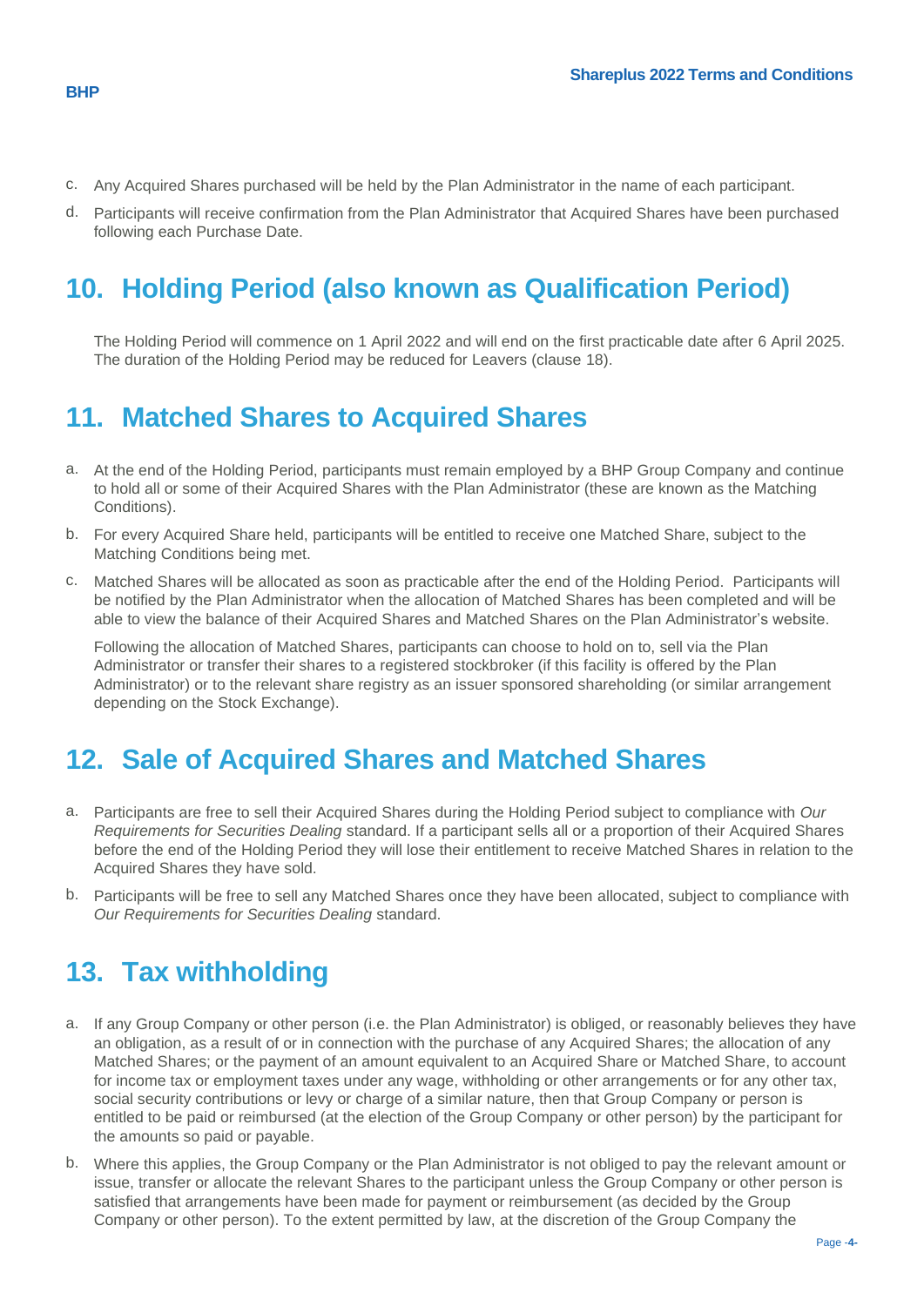c. Any Acquired Shares purchased will be held by the Plan Administrator in the name of each participant.

d. Participants will receive confirmation from the Plan Administrator that Acquired Shares have been purchased following each Purchase Date.

## 10. Holding Period (also known as Qualification Period)

The Holding Period will commence on 1 April 2022 and will end on the first practicable date after 6 April 2025. The duration of the Holding Period may be reduced for Leavers (clause 18).

## 11. Matched Shares to Acquired Shares

a. At the end of the Holding Period, participants must remain employed by a BHP Group Company and continue to hold all or some of their Acquired Shares with the Plan Administrator (these are known as the Matching Conditions).

b. For every Acquired Share held, participants will be entitled to receive one Matched Share, subject to the Matching Conditions being met.

c. Matched Shares will be allocated as soon as practicable after the end of the Holding Period. Participants will be notified by the Plan Administrator when the allocation of Matched Shares has been completed and will be able to view the balance of their Acquired Shares and Matched Shares on the Plan Administrator's website.

Following the allocation of Matched Shares, participants can choose to hold on to, sell via the Plan Administrator or transfer their shares to a registered stockbroker (if this facility is offered by the Plan Administrator) or to the relevant share registry as an issuer sponsored shareholding (or similar arrangement depending on the Stock Exchange).

## 12. Sale of Acquired Shares and Matched Shares

a. Participants are free to sell their Acquired Shares during the Holding Period subject to compliance with *Our Requirements for Securities Dealing* standard. If a participant sells all or a proportion of their Acquired Shares before the end of the Holding Period they will lose their entitlement to receive Matched Shares in relation to the Acquired Shares they have sold.

b. Participants will be free to sell any Matched Shares once they have been allocated, subject to compliance with *Our Requirements for Securities Dealing* standard.

## 13. Tax withholding

a. If any Group Company or other person (i.e. the Plan Administrator) is obliged, or reasonably believes they have an obligation, as a result of or in connection with the purchase of any Acquired Shares; the allocation of any Matched Shares; or the payment of an amount equivalent to an Acquired Share or Matched Share, to account for income tax or employment taxes under any wage, withholding or other arrangements or for any other tax, social security contributions or levy or charge of a similar nature, then that Group Company or person is entitled to be paid or reimbursed (at the election of the Group Company or other person) by the participant for the amounts so paid or payable.

b. Where this applies, the Group Company or the Plan Administrator is not obliged to pay the relevant amount or issue, transfer or allocate the relevant Shares to the participant unless the Group Company or other person is satisfied that arrangements have been made for payment or reimbursement (as decided by the Group Company or other person). To the extent permitted by law, at the discretion of the Group Company the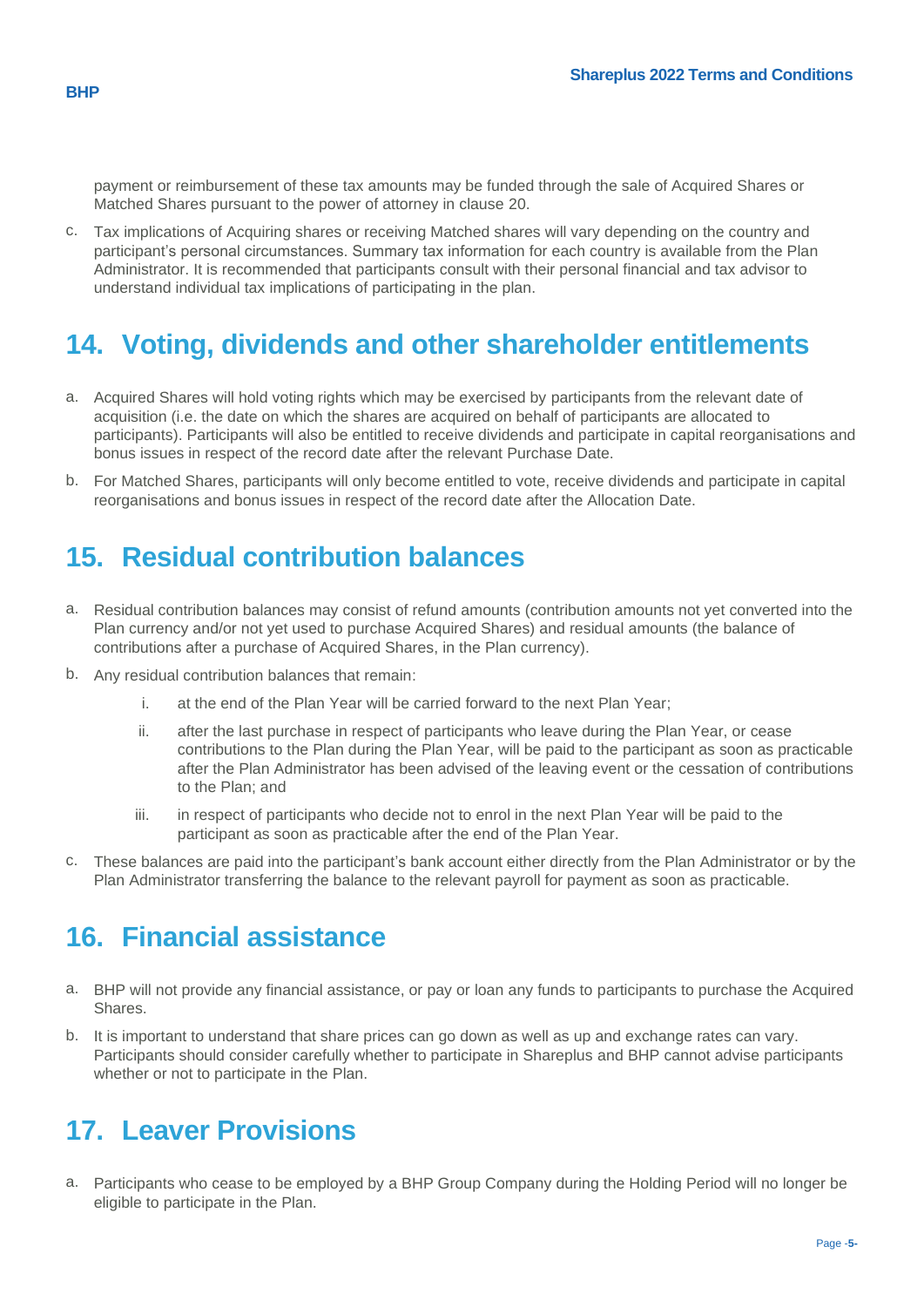payment or reimbursement of these tax amounts may be funded through the sale of Acquired Shares or Matched Shares pursuant to the power of attorney in clause 20.

c. Tax implications of Acquiring shares or receiving Matched shares will vary depending on the country and participant's personal circumstances. Summary tax information for each country is available from the Plan Administrator. It is recommended that participants consult with their personal financial and tax advisor to understand individual tax implications of participating in the plan.

## 14. Voting, dividends and other shareholder entitlements

a. Acquired Shares will hold voting rights which may be exercised by participants from the relevant date of acquisition (i.e. the date on which the shares are acquired on behalf of participants are allocated to participants). Participants will also be entitled to receive dividends and participate in capital reorganisations and bonus issues in respect of the record date after the relevant Purchase Date.

b. For Matched Shares, participants will only become entitled to vote, receive dividends and participate in capital reorganisations and bonus issues in respect of the record date after the Allocation Date.

## 15. Residual contribution balances

a. Residual contribution balances may consist of refund amounts (contribution amounts not yet converted into the Plan currency and/or not yet used to purchase Acquired Shares) and residual amounts (the balance of contributions after a purchase of Acquired Shares, in the Plan currency).

b. Any residual contribution balances that remain:

    i. at the end of the Plan Year will be carried forward to the next Plan Year;

    ii. after the last purchase in respect of participants who leave during the Plan Year, or cease contributions to the Plan during the Plan Year, will be paid to the participant as soon as practicable after the Plan Administrator has been advised of the leaving event or the cessation of contributions to the Plan; and

    iii. in respect of participants who decide not to enrol in the next Plan Year will be paid to the participant as soon as practicable after the end of the Plan Year.

c. These balances are paid into the participant's bank account either directly from the Plan Administrator or by the Plan Administrator transferring the balance to the relevant payroll for payment as soon as practicable.

## 16. Financial assistance

a. BHP will not provide any financial assistance, or pay or loan any funds to participants to purchase the Acquired Shares.

b. It is important to understand that share prices can go down as well as up and exchange rates can vary. Participants should consider carefully whether to participate in Shareplus and BHP cannot advise participants whether or not to participate in the Plan.

## 17. Leaver Provisions

a. Participants who cease to be employed by a BHP Group Company during the Holding Period will no longer be eligible to participate in the Plan.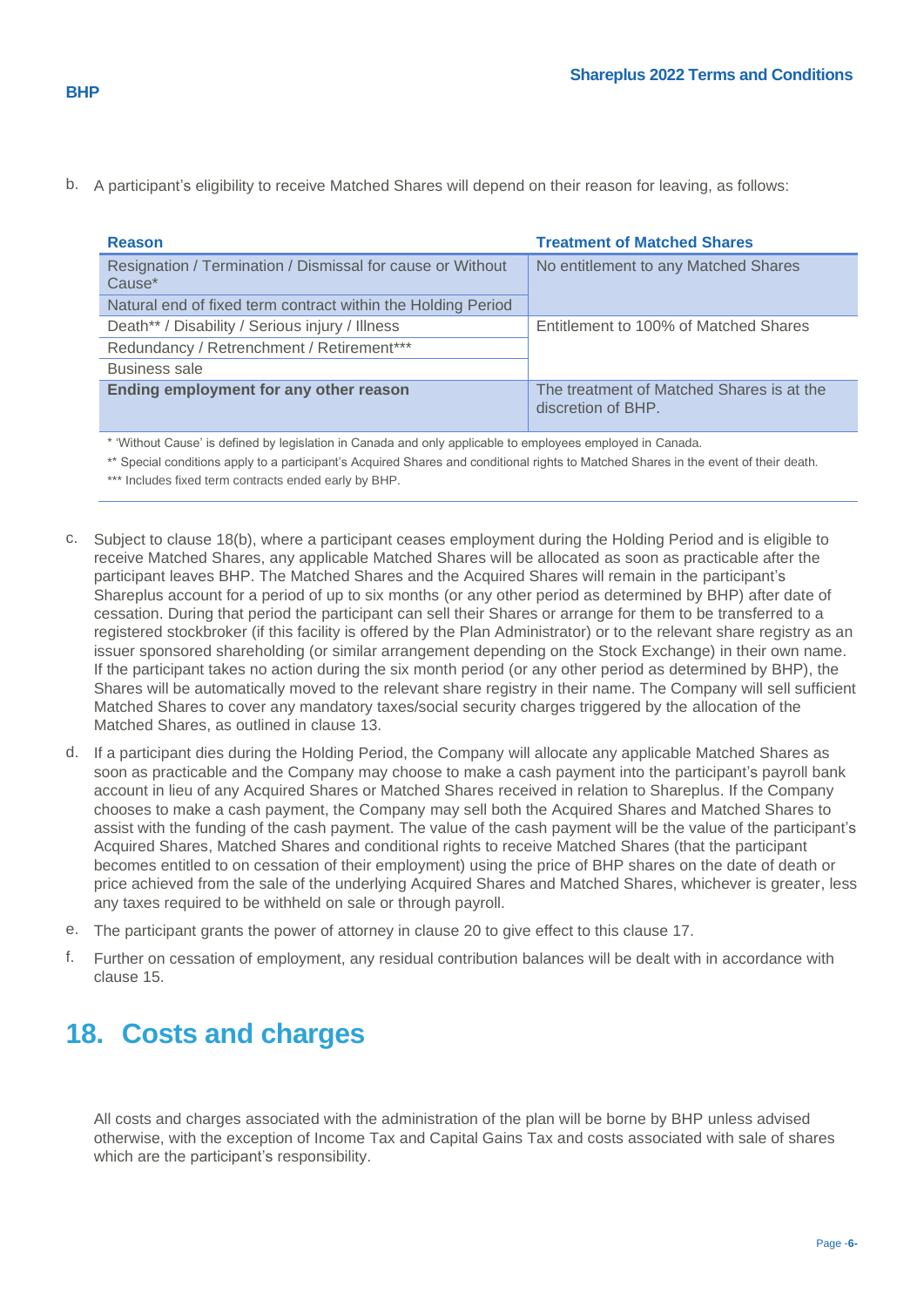b. A participant's eligibility to receive Matched Shares will depend on their reason for leaving, as follows:

| Reason | Treatment of Matched Shares |
|---|---|
| Resignation / Termination / Dismissal for cause or Without Cause* | No entitlement to any Matched Shares |
| Natural end of fixed term contract within the Holding Period | |
| Death** / Disability / Serious injury / Illness | Entitlement to 100% of Matched Shares |
| Redundancy / Retrenchment / Retirement*** | |
| Business sale | |
| **Ending employment for any other reason** | The treatment of Matched Shares is at the discretion of BHP. |

\* 'Without Cause' is defined by legislation in Canada and only applicable to employees employed in Canada.

\** Special conditions apply to a participant's Acquired Shares and conditional rights to Matched Shares in the event of their death.

\*** Includes fixed term contracts ended early by BHP.

c. Subject to clause 18(b), where a participant ceases employment during the Holding Period and is eligible to receive Matched Shares, any applicable Matched Shares will be allocated as soon as practicable after the participant leaves BHP. The Matched Shares and the Acquired Shares will remain in the participant's Shareplus account for a period of up to six months (or any other period as determined by BHP) after date of cessation. During that period the participant can sell their Shares or arrange for them to be transferred to a registered stockbroker (if this facility is offered by the Plan Administrator) or to the relevant share registry as an issuer sponsored shareholding (or similar arrangement depending on the Stock Exchange) in their own name. If the participant takes no action during the six month period (or any other period as determined by BHP), the Shares will be automatically moved to the relevant share registry in their name. The Company will sell sufficient Matched Shares to cover any mandatory taxes/social security charges triggered by the allocation of the Matched Shares, as outlined in clause 13.

d. If a participant dies during the Holding Period, the Company will allocate any applicable Matched Shares as soon as practicable and the Company may choose to make a cash payment into the participant's payroll bank account in lieu of any Acquired Shares or Matched Shares received in relation to Shareplus. If the Company chooses to make a cash payment, the Company may sell both the Acquired Shares and Matched Shares to assist with the funding of the cash payment. The value of the cash payment will be the value of the participant's Acquired Shares, Matched Shares and conditional rights to receive Matched Shares (that the participant becomes entitled to on cessation of their employment) using the price of BHP shares on the date of death or price achieved from the sale of the underlying Acquired Shares and Matched Shares, whichever is greater, less any taxes required to be withheld on sale or through payroll.

e. The participant grants the power of attorney in clause 20 to give effect to this clause 17.

f. Further on cessation of employment, any residual contribution balances will be dealt with in accordance with clause 15.

# 18. Costs and charges

All costs and charges associated with the administration of the plan will be borne by BHP unless advised otherwise, with the exception of Income Tax and Capital Gains Tax and costs associated with sale of shares which are the participant's responsibility.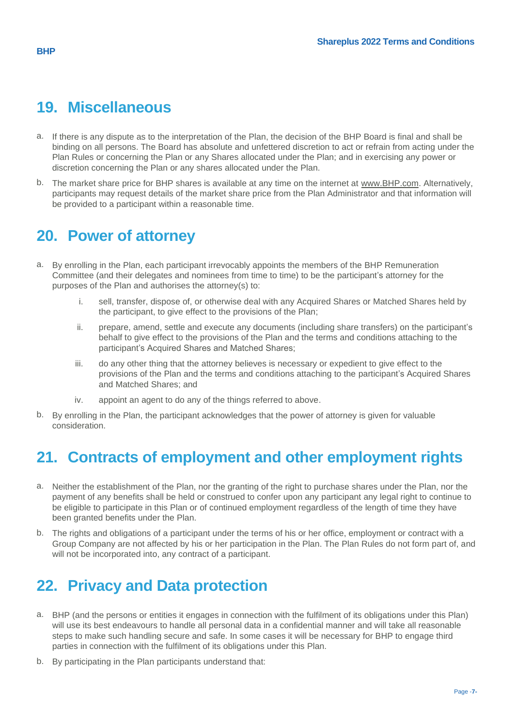## 19. Miscellaneous

a. If there is any dispute as to the interpretation of the Plan, the decision of the BHP Board is final and shall be binding on all persons. The Board has absolute and unfettered discretion to act or refrain from acting under the Plan Rules or concerning the Plan or any Shares allocated under the Plan; and in exercising any power or discretion concerning the Plan or any shares allocated under the Plan.

b. The market share price for BHP shares is available at any time on the internet at www.BHP.com. Alternatively, participants may request details of the market share price from the Plan Administrator and that information will be provided to a participant within a reasonable time.

## 20. Power of attorney

a. By enrolling in the Plan, each participant irrevocably appoints the members of the BHP Remuneration Committee (and their delegates and nominees from time to time) to be the participant's attorney for the purposes of the Plan and authorises the attorney(s) to:

   i. sell, transfer, dispose of, or otherwise deal with any Acquired Shares or Matched Shares held by the participant, to give effect to the provisions of the Plan;

   ii. prepare, amend, settle and execute any documents (including share transfers) on the participant's behalf to give effect to the provisions of the Plan and the terms and conditions attaching to the participant's Acquired Shares and Matched Shares;

   iii. do any other thing that the attorney believes is necessary or expedient to give effect to the provisions of the Plan and the terms and conditions attaching to the participant's Acquired Shares and Matched Shares; and

   iv. appoint an agent to do any of the things referred to above.

b. By enrolling in the Plan, the participant acknowledges that the power of attorney is given for valuable consideration.

## 21. Contracts of employment and other employment rights

a. Neither the establishment of the Plan, nor the granting of the right to purchase shares under the Plan, nor the payment of any benefits shall be held or construed to confer upon any participant any legal right to continue to be eligible to participate in this Plan or of continued employment regardless of the length of time they have been granted benefits under the Plan.

b. The rights and obligations of a participant under the terms of his or her office, employment or contract with a Group Company are not affected by his or her participation in the Plan. The Plan Rules do not form part of, and will not be incorporated into, any contract of a participant.

## 22. Privacy and Data protection

a. BHP (and the persons or entities it engages in connection with the fulfilment of its obligations under this Plan) will use its best endeavours to handle all personal data in a confidential manner and will take all reasonable steps to make such handling secure and safe. In some cases it will be necessary for BHP to engage third parties in connection with the fulfilment of its obligations under this Plan.

b. By participating in the Plan participants understand that: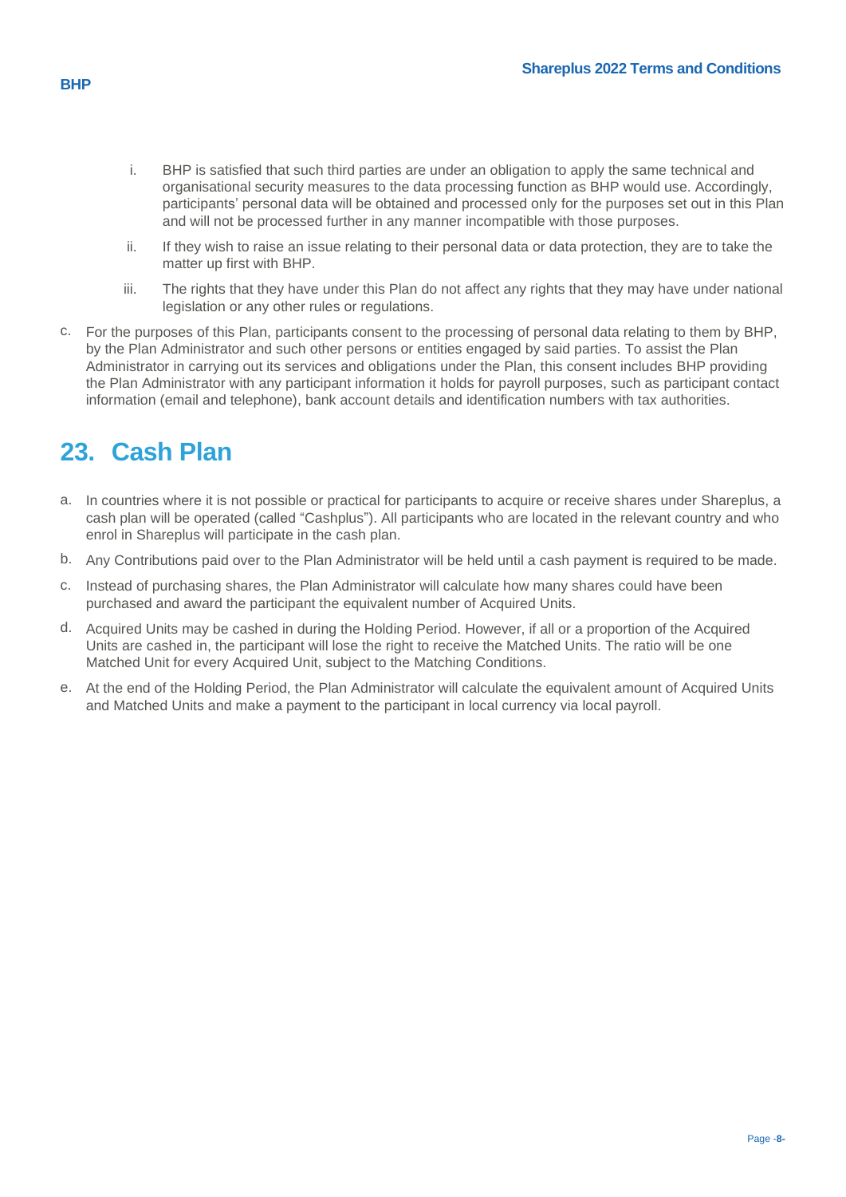i. BHP is satisfied that such third parties are under an obligation to apply the same technical and organisational security measures to the data processing function as BHP would use. Accordingly, participants' personal data will be obtained and processed only for the purposes set out in this Plan and will not be processed further in any manner incompatible with those purposes.

ii. If they wish to raise an issue relating to their personal data or data protection, they are to take the matter up first with BHP.

iii. The rights that they have under this Plan do not affect any rights that they may have under national legislation or any other rules or regulations.

c. For the purposes of this Plan, participants consent to the processing of personal data relating to them by BHP, by the Plan Administrator and such other persons or entities engaged by said parties. To assist the Plan Administrator in carrying out its services and obligations under the Plan, this consent includes BHP providing the Plan Administrator with any participant information it holds for payroll purposes, such as participant contact information (email and telephone), bank account details and identification numbers with tax authorities.

## 23. Cash Plan

a. In countries where it is not possible or practical for participants to acquire or receive shares under Shareplus, a cash plan will be operated (called "Cashplus"). All participants who are located in the relevant country and who enrol in Shareplus will participate in the cash plan.

b. Any Contributions paid over to the Plan Administrator will be held until a cash payment is required to be made.

c. Instead of purchasing shares, the Plan Administrator will calculate how many shares could have been purchased and award the participant the equivalent number of Acquired Units.

d. Acquired Units may be cashed in during the Holding Period. However, if all or a proportion of the Acquired Units are cashed in, the participant will lose the right to receive the Matched Units. The ratio will be one Matched Unit for every Acquired Unit, subject to the Matching Conditions.

e. At the end of the Holding Period, the Plan Administrator will calculate the equivalent amount of Acquired Units and Matched Units and make a payment to the participant in local currency via local payroll.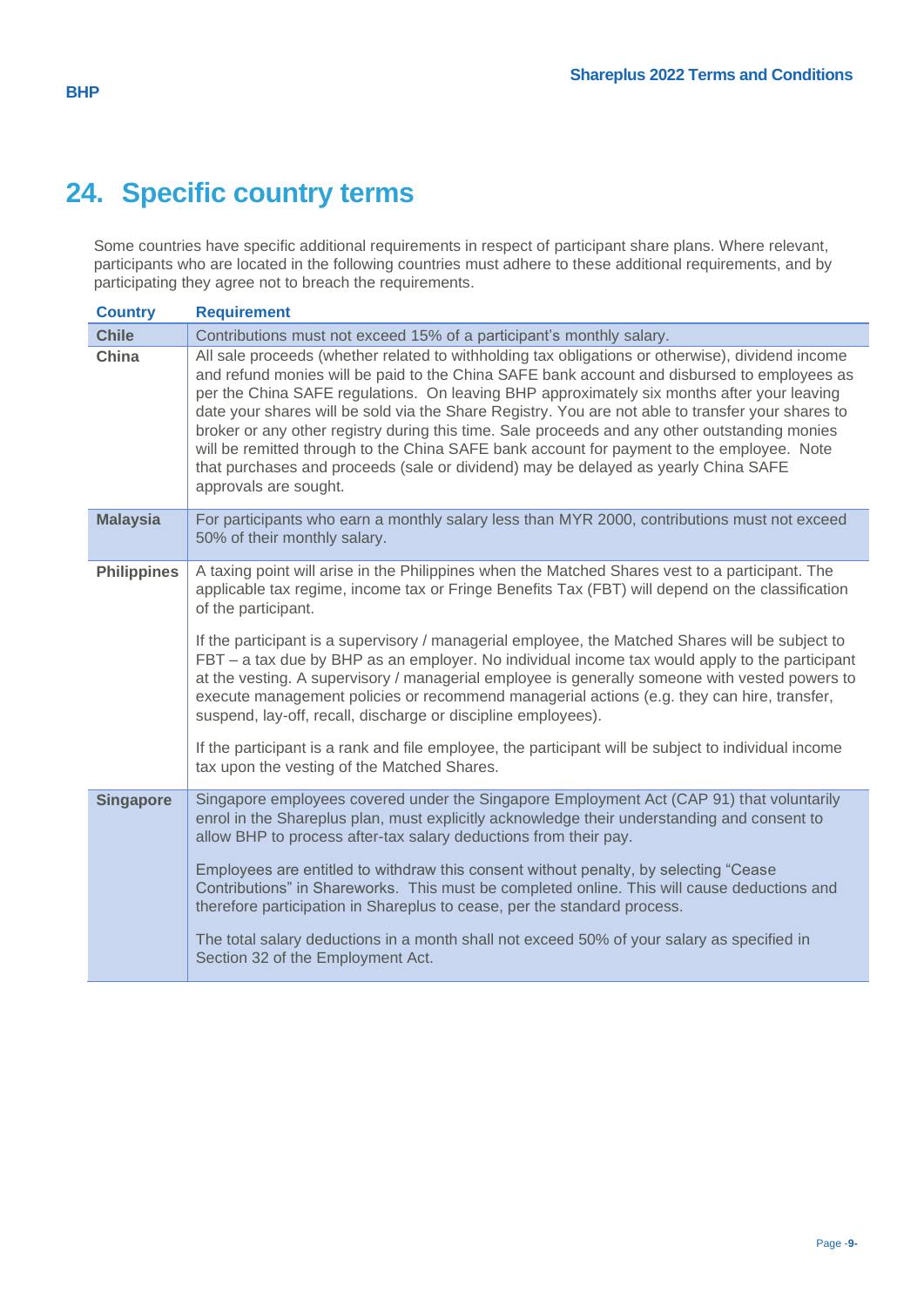# 24. Specific country terms

Some countries have specific additional requirements in respect of participant share plans. Where relevant, participants who are located in the following countries must adhere to these additional requirements, and by participating they agree not to breach the requirements.

| Country | Requirement |
|---|---|
| **Chile** | Contributions must not exceed 15% of a participant's monthly salary. |
| **China** | All sale proceeds (whether related to withholding tax obligations or otherwise), dividend income and refund monies will be paid to the China SAFE bank account and disbursed to employees as per the China SAFE regulations. On leaving BHP approximately six months after your leaving date your shares will be sold via the Share Registry. You are not able to transfer your shares to broker or any other registry during this time. Sale proceeds and any other outstanding monies will be remitted through to the China SAFE bank account for payment to the employee. Note that purchases and proceeds (sale or dividend) may be delayed as yearly China SAFE approvals are sought. |
| **Malaysia** | For participants who earn a monthly salary less than MYR 2000, contributions must not exceed 50% of their monthly salary. |
| **Philippines** | A taxing point will arise in the Philippines when the Matched Shares vest to a participant. The applicable tax regime, income tax or Fringe Benefits Tax (FBT) will depend on the classification of the participant.<br><br>If the participant is a supervisory / managerial employee, the Matched Shares will be subject to FBT – a tax due by BHP as an employer. No individual income tax would apply to the participant at the vesting. A supervisory / managerial employee is generally someone with vested powers to execute management policies or recommend managerial actions (e.g. they can hire, transfer, suspend, lay-off, recall, discharge or discipline employees).<br><br>If the participant is a rank and file employee, the participant will be subject to individual income tax upon the vesting of the Matched Shares. |
| **Singapore** | Singapore employees covered under the Singapore Employment Act (CAP 91) that voluntarily enrol in the Shareplus plan, must explicitly acknowledge their understanding and consent to allow BHP to process after-tax salary deductions from their pay.<br><br>Employees are entitled to withdraw this consent without penalty, by selecting "Cease Contributions" in Shareworks. This must be completed online. This will cause deductions and therefore participation in Shareplus to cease, per the standard process.<br><br>The total salary deductions in a month shall not exceed 50% of your salary as specified in Section 32 of the Employment Act. |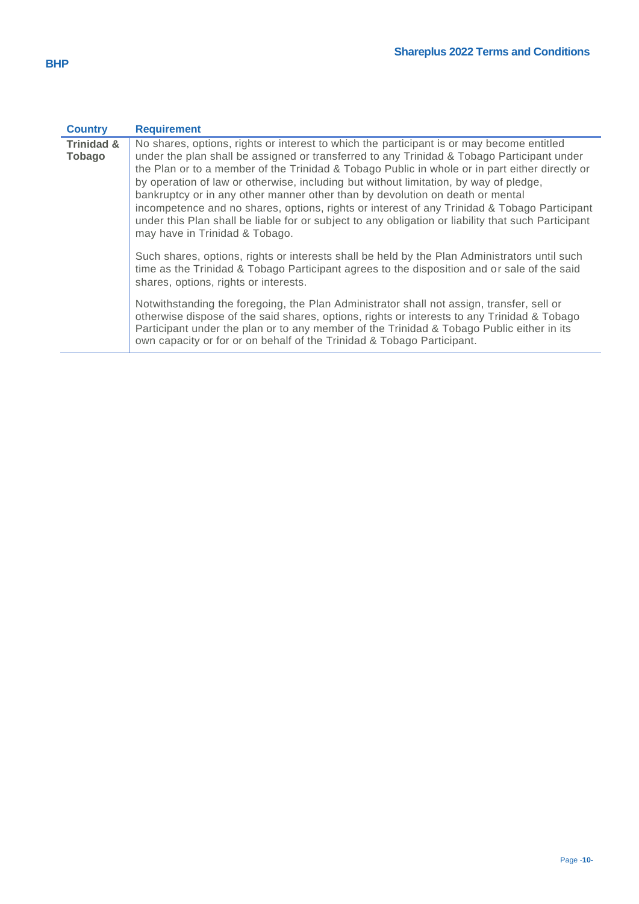| Country | Requirement |
| --- | --- |
| **Trinidad & Tobago** | No shares, options, rights or interest to which the participant is or may become entitled under the plan shall be assigned or transferred to any Trinidad & Tobago Participant under the Plan or to a member of the Trinidad & Tobago Public in whole or in part either directly or by operation of law or otherwise, including but without limitation, by way of pledge, bankruptcy or in any other manner other than by devolution on death or mental incompetence and no shares, options, rights or interest of any Trinidad & Tobago Participant under this Plan shall be liable for or subject to any obligation or liability that such Participant may have in Trinidad & Tobago.<br><br>Such shares, options, rights or interests shall be held by the Plan Administrators until such time as the Trinidad & Tobago Participant agrees to the disposition and or sale of the said shares, options, rights or interests.<br><br>Notwithstanding the foregoing, the Plan Administrator shall not assign, transfer, sell or otherwise dispose of the said shares, options, rights or interests to any Trinidad & Tobago Participant under the plan or to any member of the Trinidad & Tobago Public either in its own capacity or for or on behalf of the Trinidad & Tobago Participant. |